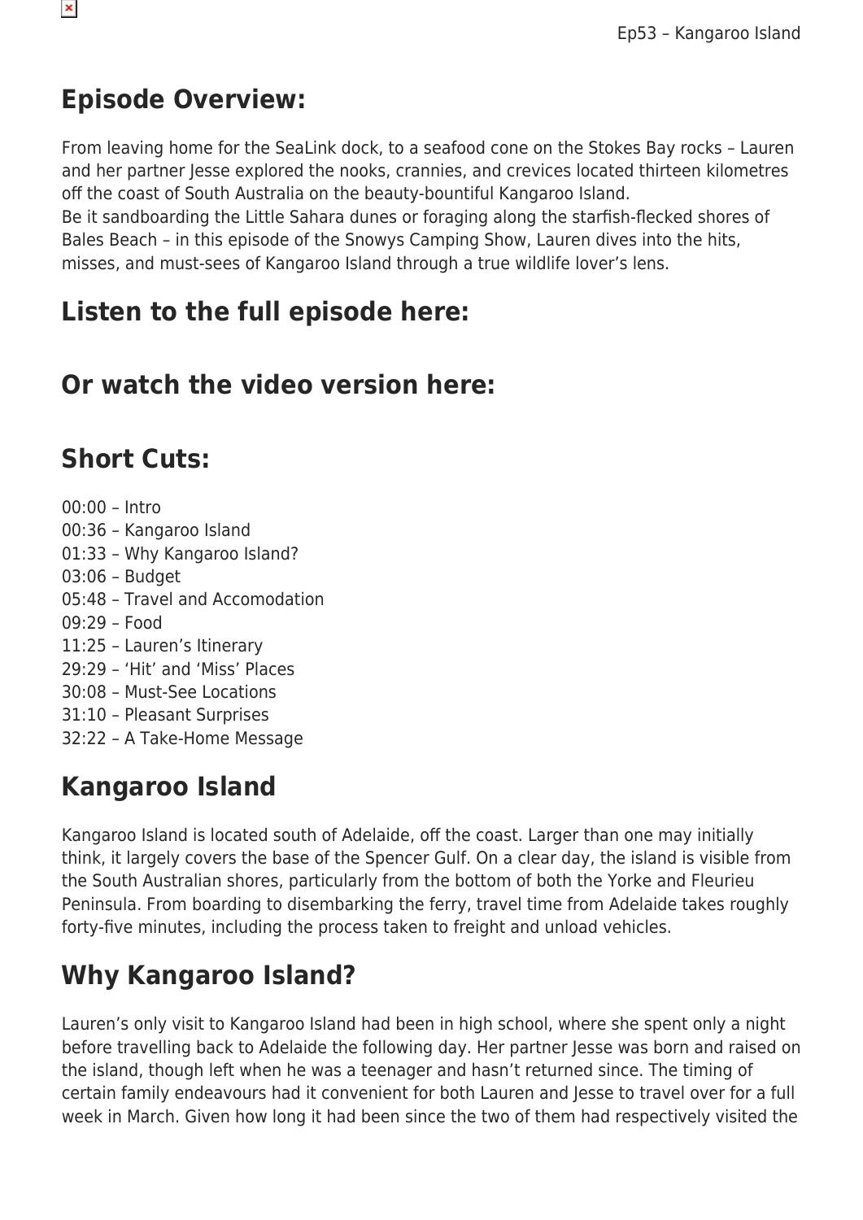## Episode Overview:

From leaving home for the SeaLink dock, to a seafood cone on the Stokes Bay rocks – Lauren and her partner Jesse explored the nooks, crannies, and crevices located thirteen kilometres off the coast of South Australia on the beauty-bountiful Kangaroo Island.
Be it sandboarding the Little Sahara dunes or foraging along the starfish-flecked shores of Bales Beach – in this episode of the Snowys Camping Show, Lauren dives into the hits, misses, and must-sees of Kangaroo Island through a true wildlife lover's lens.

## Listen to the full episode here:

## Or watch the video version here:

## Short Cuts:

00:00 – Intro
00:36 – Kangaroo Island
01:33 – Why Kangaroo Island?
03:06 – Budget
05:48 – Travel and Accomodation
09:29 – Food
11:25 – Lauren's Itinerary
29:29 – 'Hit' and 'Miss' Places
30:08 – Must-See Locations
31:10 – Pleasant Surprises
32:22 – A Take-Home Message

## Kangaroo Island

Kangaroo Island is located south of Adelaide, off the coast. Larger than one may initially think, it largely covers the base of the Spencer Gulf. On a clear day, the island is visible from the South Australian shores, particularly from the bottom of both the Yorke and Fleurieu Peninsula. From boarding to disembarking the ferry, travel time from Adelaide takes roughly forty-five minutes, including the process taken to freight and unload vehicles.

## Why Kangaroo Island?

Lauren's only visit to Kangaroo Island had been in high school, where she spent only a night before travelling back to Adelaide the following day. Her partner Jesse was born and raised on the island, though left when he was a teenager and hasn't returned since. The timing of certain family endeavours had it convenient for both Lauren and Jesse to travel over for a full week in March. Given how long it had been since the two of them had respectively visited the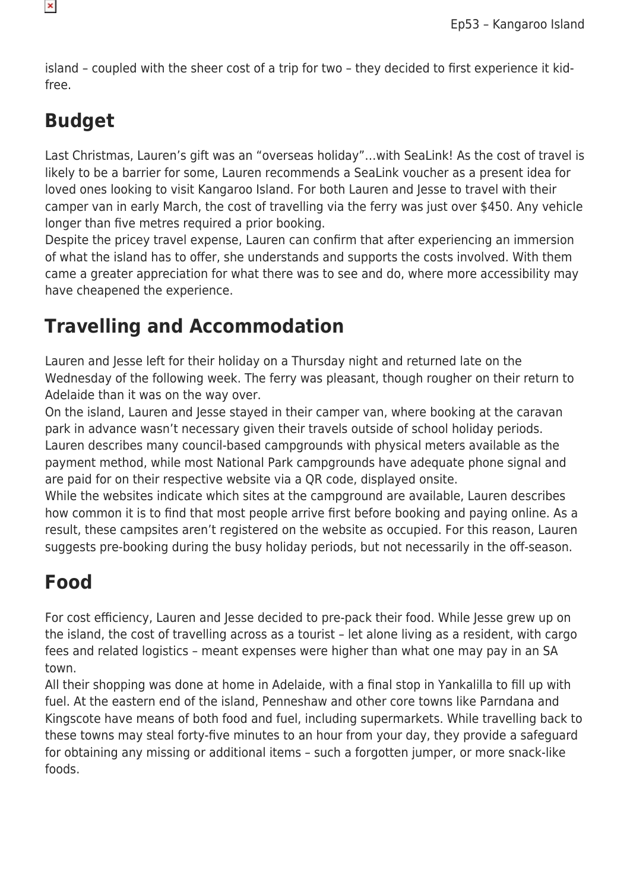island – coupled with the sheer cost of a trip for two – they decided to first experience it kid-free.

## Budget

Last Christmas, Lauren's gift was an "overseas holiday"…with SeaLink! As the cost of travel is likely to be a barrier for some, Lauren recommends a SeaLink voucher as a present idea for loved ones looking to visit Kangaroo Island. For both Lauren and Jesse to travel with their camper van in early March, the cost of travelling via the ferry was just over $450. Any vehicle longer than five metres required a prior booking.

Despite the pricey travel expense, Lauren can confirm that after experiencing an immersion of what the island has to offer, she understands and supports the costs involved. With them came a greater appreciation for what there was to see and do, where more accessibility may have cheapened the experience.

## Travelling and Accommodation

Lauren and Jesse left for their holiday on a Thursday night and returned late on the Wednesday of the following week. The ferry was pleasant, though rougher on their return to Adelaide than it was on the way over.

On the island, Lauren and Jesse stayed in their camper van, where booking at the caravan park in advance wasn't necessary given their travels outside of school holiday periods.

Lauren describes many council-based campgrounds with physical meters available as the payment method, while most National Park campgrounds have adequate phone signal and are paid for on their respective website via a QR code, displayed onsite.

While the websites indicate which sites at the campground are available, Lauren describes how common it is to find that most people arrive first before booking and paying online. As a result, these campsites aren't registered on the website as occupied. For this reason, Lauren suggests pre-booking during the busy holiday periods, but not necessarily in the off-season.

## Food

For cost efficiency, Lauren and Jesse decided to pre-pack their food. While Jesse grew up on the island, the cost of travelling across as a tourist – let alone living as a resident, with cargo fees and related logistics – meant expenses were higher than what one may pay in an SA town.

All their shopping was done at home in Adelaide, with a final stop in Yankalilla to fill up with fuel. At the eastern end of the island, Penneshaw and other core towns like Parndana and Kingscote have means of both food and fuel, including supermarkets. While travelling back to these towns may steal forty-five minutes to an hour from your day, they provide a safeguard for obtaining any missing or additional items – such a forgotten jumper, or more snack-like foods.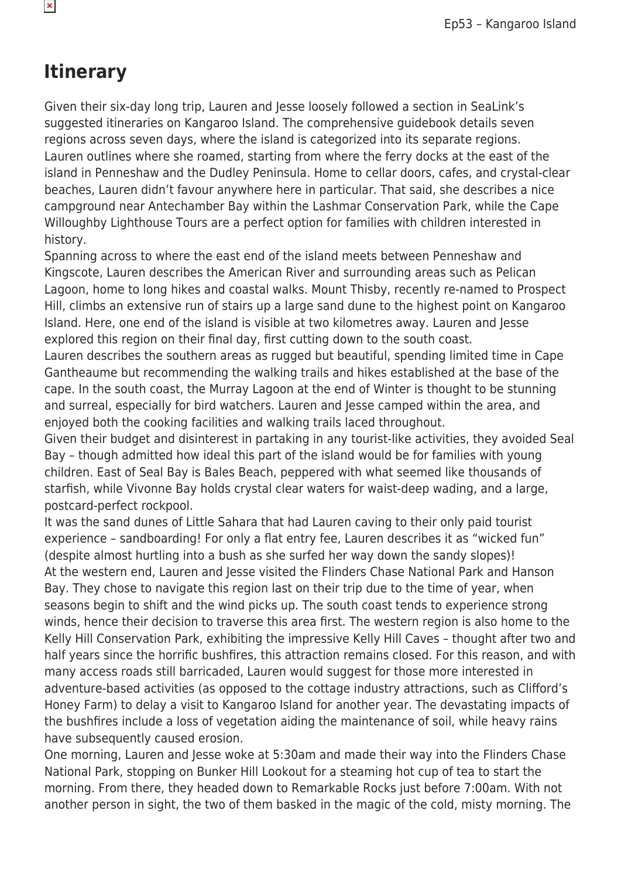## Itinerary

Given their six-day long trip, Lauren and Jesse loosely followed a section in SeaLink's suggested itineraries on Kangaroo Island. The comprehensive guidebook details seven regions across seven days, where the island is categorized into its separate regions.

Lauren outlines where she roamed, starting from where the ferry docks at the east of the island in Penneshaw and the Dudley Peninsula. Home to cellar doors, cafes, and crystal-clear beaches, Lauren didn't favour anywhere here in particular. That said, she describes a nice campground near Antechamber Bay within the Lashmar Conservation Park, while the Cape Willoughby Lighthouse Tours are a perfect option for families with children interested in history.

Spanning across to where the east end of the island meets between Penneshaw and Kingscote, Lauren describes the American River and surrounding areas such as Pelican Lagoon, home to long hikes and coastal walks. Mount Thisby, recently re-named to Prospect Hill, climbs an extensive run of stairs up a large sand dune to the highest point on Kangaroo Island. Here, one end of the island is visible at two kilometres away. Lauren and Jesse explored this region on their final day, first cutting down to the south coast.

Lauren describes the southern areas as rugged but beautiful, spending limited time in Cape Gantheaume but recommending the walking trails and hikes established at the base of the cape. In the south coast, the Murray Lagoon at the end of Winter is thought to be stunning and surreal, especially for bird watchers. Lauren and Jesse camped within the area, and enjoyed both the cooking facilities and walking trails laced throughout.

Given their budget and disinterest in partaking in any tourist-like activities, they avoided Seal Bay – though admitted how ideal this part of the island would be for families with young children. East of Seal Bay is Bales Beach, peppered with what seemed like thousands of starfish, while Vivonne Bay holds crystal clear waters for waist-deep wading, and a large, postcard-perfect rockpool.

It was the sand dunes of Little Sahara that had Lauren caving to their only paid tourist experience – sandboarding! For only a flat entry fee, Lauren describes it as "wicked fun" (despite almost hurtling into a bush as she surfed her way down the sandy slopes)!

At the western end, Lauren and Jesse visited the Flinders Chase National Park and Hanson Bay. They chose to navigate this region last on their trip due to the time of year, when seasons begin to shift and the wind picks up. The south coast tends to experience strong winds, hence their decision to traverse this area first. The western region is also home to the Kelly Hill Conservation Park, exhibiting the impressive Kelly Hill Caves – thought after two and half years since the horrific bushfires, this attraction remains closed. For this reason, and with many access roads still barricaded, Lauren would suggest for those more interested in adventure-based activities (as opposed to the cottage industry attractions, such as Clifford's Honey Farm) to delay a visit to Kangaroo Island for another year. The devastating impacts of the bushfires include a loss of vegetation aiding the maintenance of soil, while heavy rains have subsequently caused erosion.

One morning, Lauren and Jesse woke at 5:30am and made their way into the Flinders Chase National Park, stopping on Bunker Hill Lookout for a steaming hot cup of tea to start the morning. From there, they headed down to Remarkable Rocks just before 7:00am. With not another person in sight, the two of them basked in the magic of the cold, misty morning. The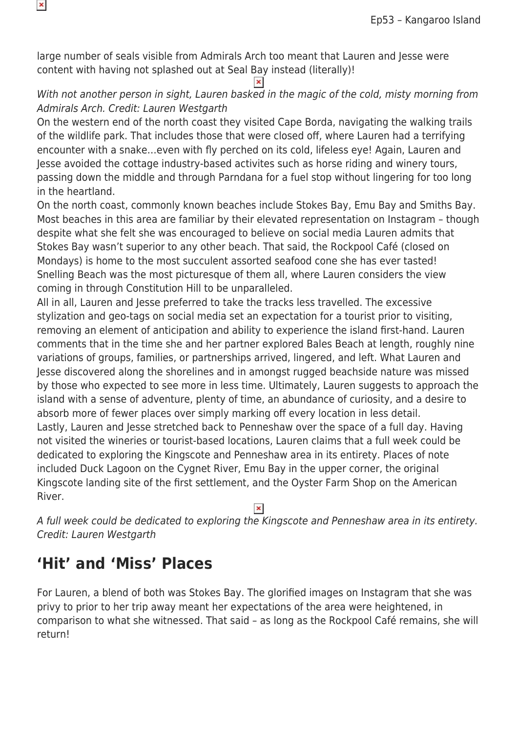large number of seals visible from Admirals Arch too meant that Lauren and Jesse were content with having not splashed out at Seal Bay instead (literally)!

*With not another person in sight, Lauren basked in the magic of the cold, misty morning from Admirals Arch. Credit: Lauren Westgarth*

On the western end of the north coast they visited Cape Borda, navigating the walking trails of the wildlife park. That includes those that were closed off, where Lauren had a terrifying encounter with a snake…even with fly perched on its cold, lifeless eye! Again, Lauren and Jesse avoided the cottage industry-based activites such as horse riding and winery tours, passing down the middle and through Parndana for a fuel stop without lingering for too long in the heartland.

On the north coast, commonly known beaches include Stokes Bay, Emu Bay and Smiths Bay. Most beaches in this area are familiar by their elevated representation on Instagram – though despite what she felt she was encouraged to believe on social media Lauren admits that Stokes Bay wasn't superior to any other beach. That said, the Rockpool Café (closed on Mondays) is home to the most succulent assorted seafood cone she has ever tasted! Snelling Beach was the most picturesque of them all, where Lauren considers the view coming in through Constitution Hill to be unparalleled.

All in all, Lauren and Jesse preferred to take the tracks less travelled. The excessive stylization and geo-tags on social media set an expectation for a tourist prior to visiting, removing an element of anticipation and ability to experience the island first-hand. Lauren comments that in the time she and her partner explored Bales Beach at length, roughly nine variations of groups, families, or partnerships arrived, lingered, and left. What Lauren and Jesse discovered along the shorelines and in amongst rugged beachside nature was missed by those who expected to see more in less time. Ultimately, Lauren suggests to approach the island with a sense of adventure, plenty of time, an abundance of curiosity, and a desire to absorb more of fewer places over simply marking off every location in less detail.

Lastly, Lauren and Jesse stretched back to Penneshaw over the space of a full day. Having not visited the wineries or tourist-based locations, Lauren claims that a full week could be dedicated to exploring the Kingscote and Penneshaw area in its entirety. Places of note included Duck Lagoon on the Cygnet River, Emu Bay in the upper corner, the original Kingscote landing site of the first settlement, and the Oyster Farm Shop on the American River.

*A full week could be dedicated to exploring the Kingscote and Penneshaw area in its entirety. Credit: Lauren Westgarth*

## 'Hit' and 'Miss' Places

For Lauren, a blend of both was Stokes Bay. The glorified images on Instagram that she was privy to prior to her trip away meant her expectations of the area were heightened, in comparison to what she witnessed. That said – as long as the Rockpool Café remains, she will return!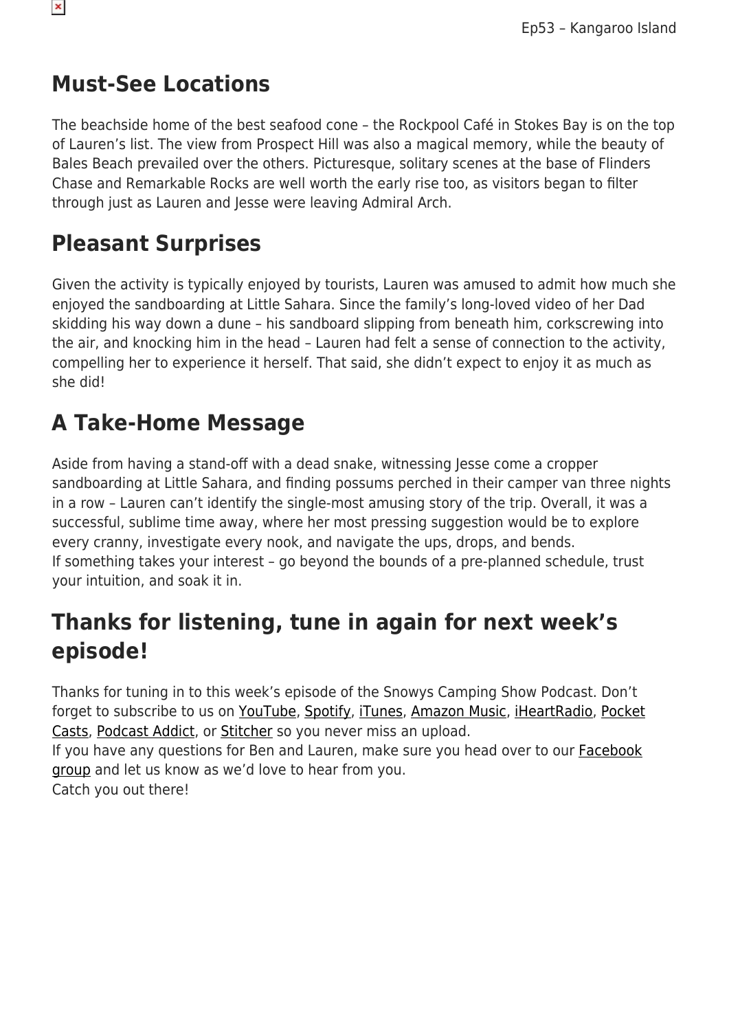## Must-See Locations

The beachside home of the best seafood cone – the Rockpool Café in Stokes Bay is on the top of Lauren's list. The view from Prospect Hill was also a magical memory, while the beauty of Bales Beach prevailed over the others. Picturesque, solitary scenes at the base of Flinders Chase and Remarkable Rocks are well worth the early rise too, as visitors began to filter through just as Lauren and Jesse were leaving Admiral Arch.

## Pleasant Surprises

Given the activity is typically enjoyed by tourists, Lauren was amused to admit how much she enjoyed the sandboarding at Little Sahara. Since the family's long-loved video of her Dad skidding his way down a dune – his sandboard slipping from beneath him, corkscrewing into the air, and knocking him in the head – Lauren had felt a sense of connection to the activity, compelling her to experience it herself. That said, she didn't expect to enjoy it as much as she did!

## A Take-Home Message

Aside from having a stand-off with a dead snake, witnessing Jesse come a cropper sandboarding at Little Sahara, and finding possums perched in their camper van three nights in a row – Lauren can't identify the single-most amusing story of the trip. Overall, it was a successful, sublime time away, where her most pressing suggestion would be to explore every cranny, investigate every nook, and navigate the ups, drops, and bends.
If something takes your interest – go beyond the bounds of a pre-planned schedule, trust your intuition, and soak it in.

## Thanks for listening, tune in again for next week's episode!

Thanks for tuning in to this week's episode of the Snowys Camping Show Podcast. Don't forget to subscribe to us on YouTube, Spotify, iTunes, Amazon Music, iHeartRadio, Pocket Casts, Podcast Addict, or Stitcher so you never miss an upload.
If you have any questions for Ben and Lauren, make sure you head over to our Facebook group and let us know as we'd love to hear from you.
Catch you out there!